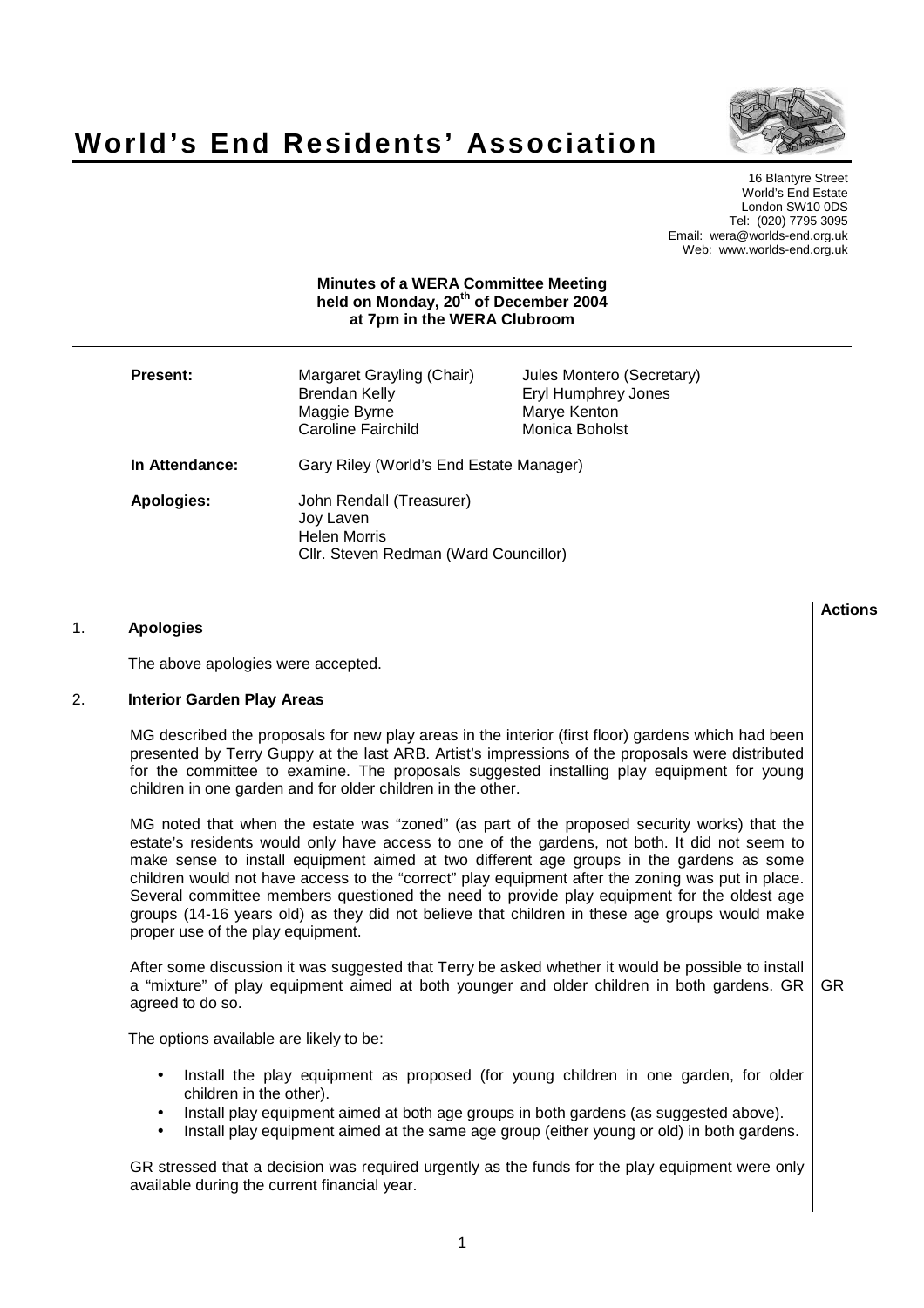# World's End Residents' Association

16 Blantyre Street
World's End Estate
London SW10 0DS
Tel: (020) 7795 3095
Email: wera@worlds-end.org.uk
Web: www.worlds-end.org.uk

**Minutes of a WERA Committee Meeting held on Monday, 20th of December 2004 at 7pm in the WERA Clubroom**

| | | |
|---|---|---|
| **Present:** | Margaret Grayling (Chair) | Jules Montero (Secretary) |
| | Brendan Kelly | Eryl Humphrey Jones |
| | Maggie Byrne | Marye Kenton |
| | Caroline Fairchild | Monica Boholst |
| **In Attendance:** | Gary Riley (World's End Estate Manager) | |
| **Apologies:** | John Rendall (Treasurer) | |
| | Joy Laven | |
| | Helen Morris | |
| | Cllr. Steven Redman (Ward Councillor) | |

**Actions**

## 1. Apologies

The above apologies were accepted.

## 2. Interior Garden Play Areas

MG described the proposals for new play areas in the interior (first floor) gardens which had been presented by Terry Guppy at the last ARB. Artist's impressions of the proposals were distributed for the committee to examine. The proposals suggested installing play equipment for young children in one garden and for older children in the other.

MG noted that when the estate was "zoned" (as part of the proposed security works) that the estate's residents would only have access to one of the gardens, not both. It did not seem to make sense to install equipment aimed at two different age groups in the gardens as some children would not have access to the "correct" play equipment after the zoning was put in place. Several committee members questioned the need to provide play equipment for the oldest age groups (14-16 years old) as they did not believe that children in these age groups would make proper use of the play equipment.

After some discussion it was suggested that Terry be asked whether it would be possible to install a "mixture" of play equipment aimed at both younger and older children in both gardens. GR agreed to do so. — **GR**

The options available are likely to be:

- Install the play equipment as proposed (for young children in one garden, for older children in the other).
- Install play equipment aimed at both age groups in both gardens (as suggested above).
- Install play equipment aimed at the same age group (either young or old) in both gardens.

GR stressed that a decision was required urgently as the funds for the play equipment were only available during the current financial year.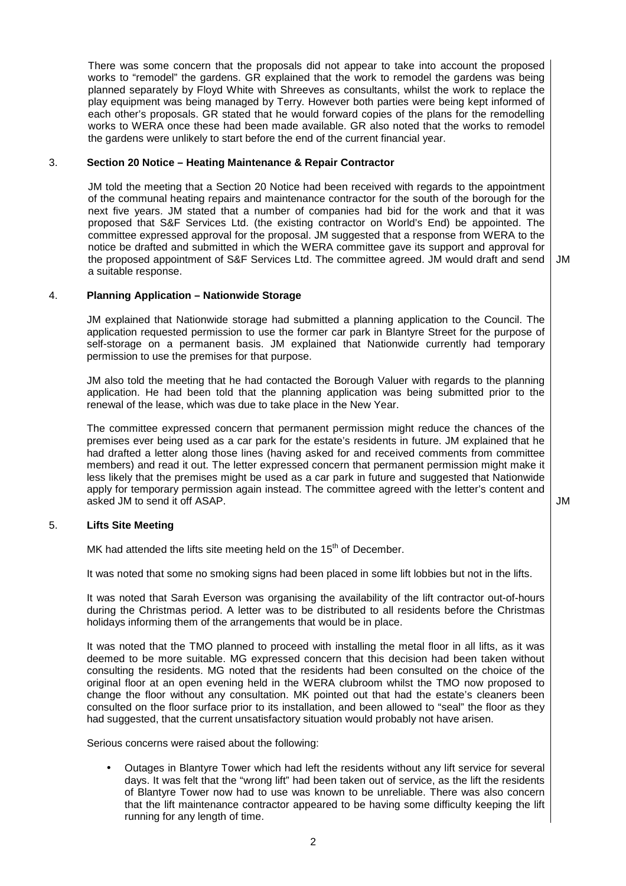There was some concern that the proposals did not appear to take into account the proposed works to "remodel" the gardens. GR explained that the work to remodel the gardens was being planned separately by Floyd White with Shreeves as consultants, whilst the work to replace the play equipment was being managed by Terry. However both parties were being kept informed of each other's proposals. GR stated that he would forward copies of the plans for the remodelling works to WERA once these had been made available. GR also noted that the works to remodel the gardens were unlikely to start before the end of the current financial year.

## 3. Section 20 Notice – Heating Maintenance & Repair Contractor

JM told the meeting that a Section 20 Notice had been received with regards to the appointment of the communal heating repairs and maintenance contractor for the south of the borough for the next five years. JM stated that a number of companies had bid for the work and that it was proposed that S&F Services Ltd. (the existing contractor on World's End) be appointed. The committee expressed approval for the proposal. JM suggested that a response from WERA to the notice be drafted and submitted in which the WERA committee gave its support and approval for the proposed appointment of S&F Services Ltd. The committee agreed. JM would draft and send a suitable response. **JM**

## 4. Planning Application – Nationwide Storage

JM explained that Nationwide storage had submitted a planning application to the Council. The application requested permission to use the former car park in Blantyre Street for the purpose of self-storage on a permanent basis. JM explained that Nationwide currently had temporary permission to use the premises for that purpose.

JM also told the meeting that he had contacted the Borough Valuer with regards to the planning application. He had been told that the planning application was being submitted prior to the renewal of the lease, which was due to take place in the New Year.

The committee expressed concern that permanent permission might reduce the chances of the premises ever being used as a car park for the estate's residents in future. JM explained that he had drafted a letter along those lines (having asked for and received comments from committee members) and read it out. The letter expressed concern that permanent permission might make it less likely that the premises might be used as a car park in future and suggested that Nationwide apply for temporary permission again instead. The committee agreed with the letter's content and asked JM to send it off ASAP. **JM**

## 5. Lifts Site Meeting

MK had attended the lifts site meeting held on the 15th of December.

It was noted that some no smoking signs had been placed in some lift lobbies but not in the lifts.

It was noted that Sarah Everson was organising the availability of the lift contractor out-of-hours during the Christmas period. A letter was to be distributed to all residents before the Christmas holidays informing them of the arrangements that would be in place.

It was noted that the TMO planned to proceed with installing the metal floor in all lifts, as it was deemed to be more suitable. MG expressed concern that this decision had been taken without consulting the residents. MG noted that the residents had been consulted on the choice of the original floor at an open evening held in the WERA clubroom whilst the TMO now proposed to change the floor without any consultation. MK pointed out that had the estate's cleaners been consulted on the floor surface prior to its installation, and been allowed to "seal" the floor as they had suggested, that the current unsatisfactory situation would probably not have arisen.

Serious concerns were raised about the following:

- Outages in Blantyre Tower which had left the residents without any lift service for several days. It was felt that the "wrong lift" had been taken out of service, as the lift the residents of Blantyre Tower now had to use was known to be unreliable. There was also concern that the lift maintenance contractor appeared to be having some difficulty keeping the lift running for any length of time.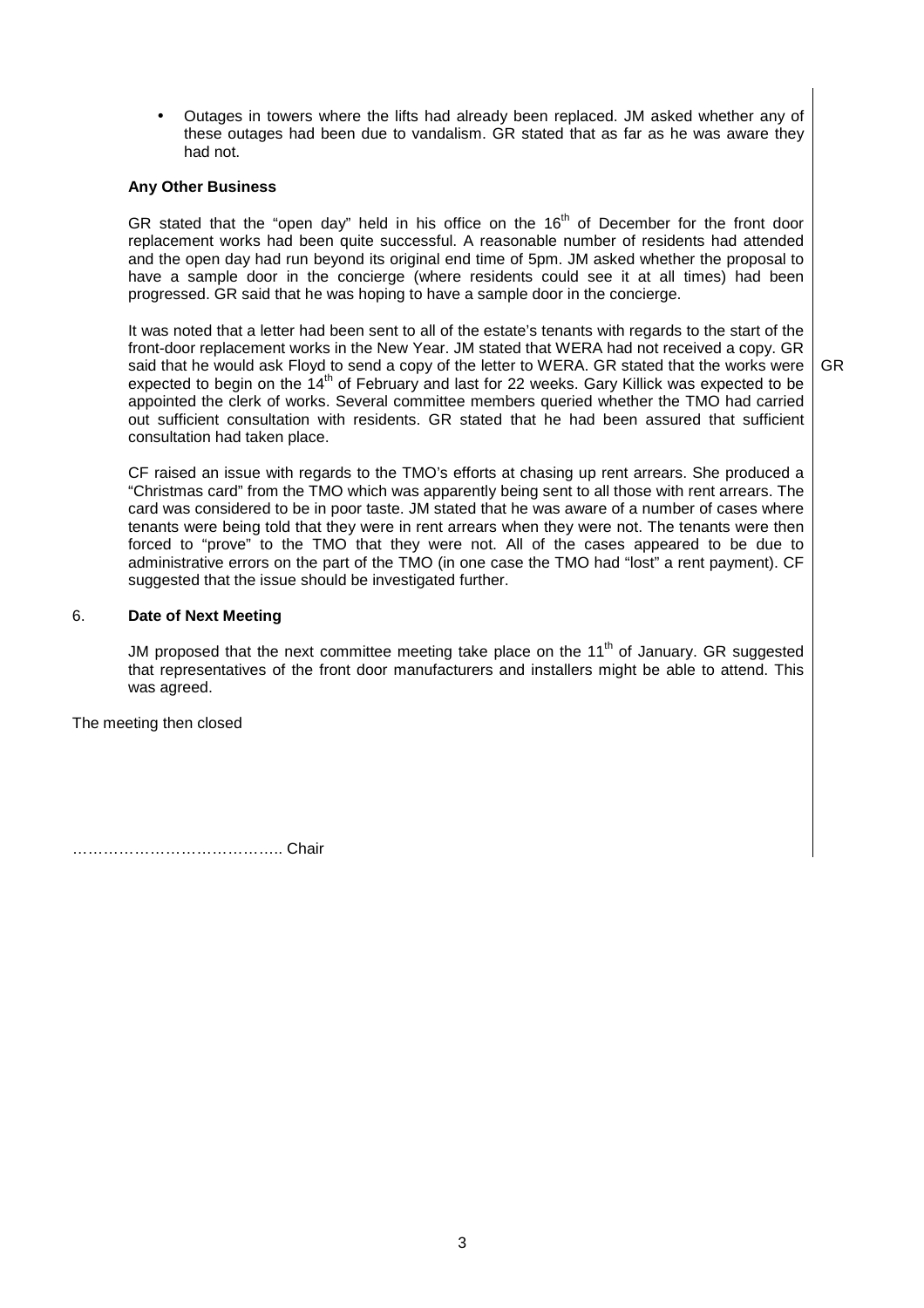- Outages in towers where the lifts had already been replaced. JM asked whether any of these outages had been due to vandalism. GR stated that as far as he was aware they had not.

**Any Other Business**

GR stated that the "open day" held in his office on the 16th of December for the front door replacement works had been quite successful. A reasonable number of residents had attended and the open day had run beyond its original end time of 5pm. JM asked whether the proposal to have a sample door in the concierge (where residents could see it at all times) had been progressed. GR said that he was hoping to have a sample door in the concierge.

It was noted that a letter had been sent to all of the estate's tenants with regards to the start of the front-door replacement works in the New Year. JM stated that WERA had not received a copy. GR said that he would ask Floyd to send a copy of the letter to WERA. GR stated that the works were expected to begin on the 14th of February and last for 22 weeks. Gary Killick was expected to be appointed the clerk of works. Several committee members queried whether the TMO had carried out sufficient consultation with residents. GR stated that he had been assured that sufficient consultation had taken place. **GR**

CF raised an issue with regards to the TMO's efforts at chasing up rent arrears. She produced a "Christmas card" from the TMO which was apparently being sent to all those with rent arrears. The card was considered to be in poor taste. JM stated that he was aware of a number of cases where tenants were being told that they were in rent arrears when they were not. The tenants were then forced to "prove" to the TMO that they were not. All of the cases appeared to be due to administrative errors on the part of the TMO (in one case the TMO had "lost" a rent payment). CF suggested that the issue should be investigated further.

## 6. Date of Next Meeting

JM proposed that the next committee meeting take place on the 11th of January. GR suggested that representatives of the front door manufacturers and installers might be able to attend. This was agreed.

The meeting then closed

………………………………….. Chair